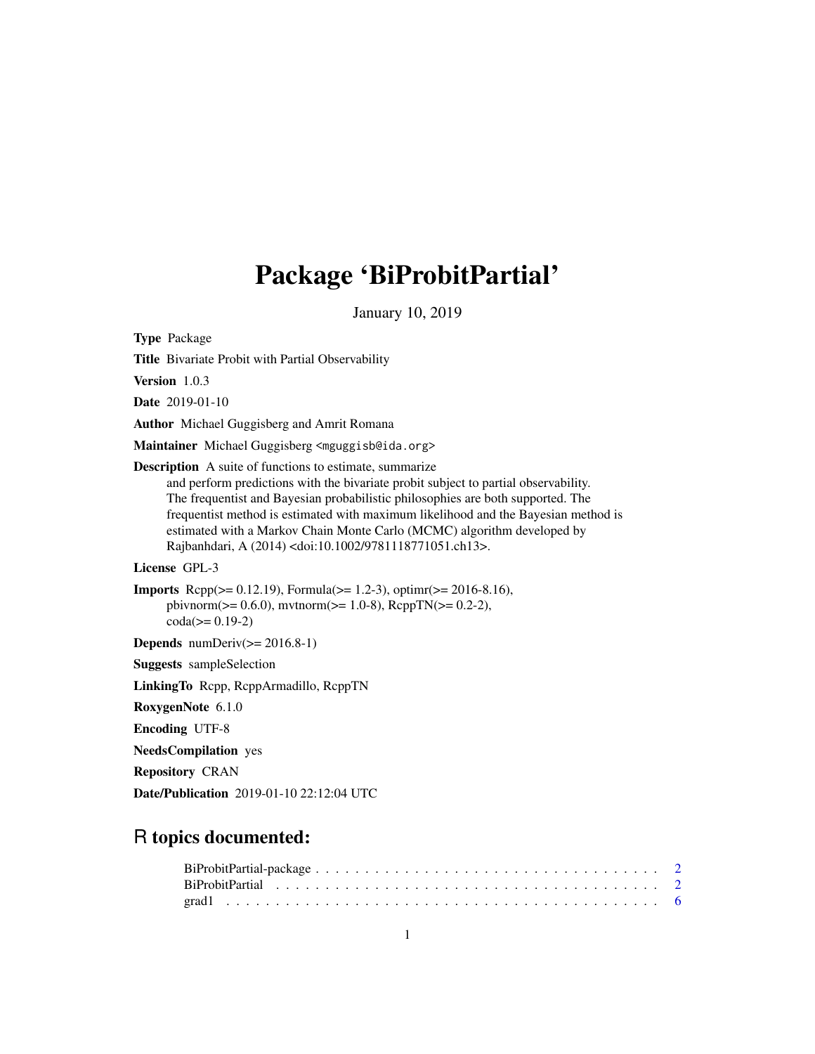# Package 'BiProbitPartial'

January 10, 2019

**Type** Package

**Title** Bivariate Probit with Partial Observability

**Version** 1.0.3

**Date** 2019-01-10

**Author** Michael Guggisberg and Amrit Romana

**Maintainer** Michael Guggisberg <mguggisb@ida.org>

**Description** A suite of functions to estimate, summarize and perform predictions with the bivariate probit subject to partial observability. The frequentist and Bayesian probabilistic philosophies are both supported. The frequentist method is estimated with maximum likelihood and the Bayesian method is estimated with a Markov Chain Monte Carlo (MCMC) algorithm developed by Rajbanhdari, A (2014) <doi:10.1002/9781118771051.ch13>.

**License** GPL-3

**Imports** Rcpp(>= 0.12.19), Formula(>= 1.2-3), optimr(>= 2016-8.16), pbivnorm(>= 0.6.0), mvtnorm(>= 1.0-8), RcppTN(>= 0.2-2), coda(>= 0.19-2)

**Depends** numDeriv(>= 2016.8-1)

**Suggests** sampleSelection

**LinkingTo** Rcpp, RcppArmadillo, RcppTN

**RoxygenNote** 6.1.0

**Encoding** UTF-8

**NeedsCompilation** yes

**Repository** CRAN

**Date/Publication** 2019-01-10 22:12:04 UTC

## R topics documented:

BiProbitPartial-package . . . . . . . . . . . . . . . . . . . . . . . . . . . . . . . . . . 2
BiProbitPartial . . . . . . . . . . . . . . . . . . . . . . . . . . . . . . . . . . . . . . . 2
grad1 . . . . . . . . . . . . . . . . . . . . . . . . . . . . . . . . . . . . . . . . . . . . 6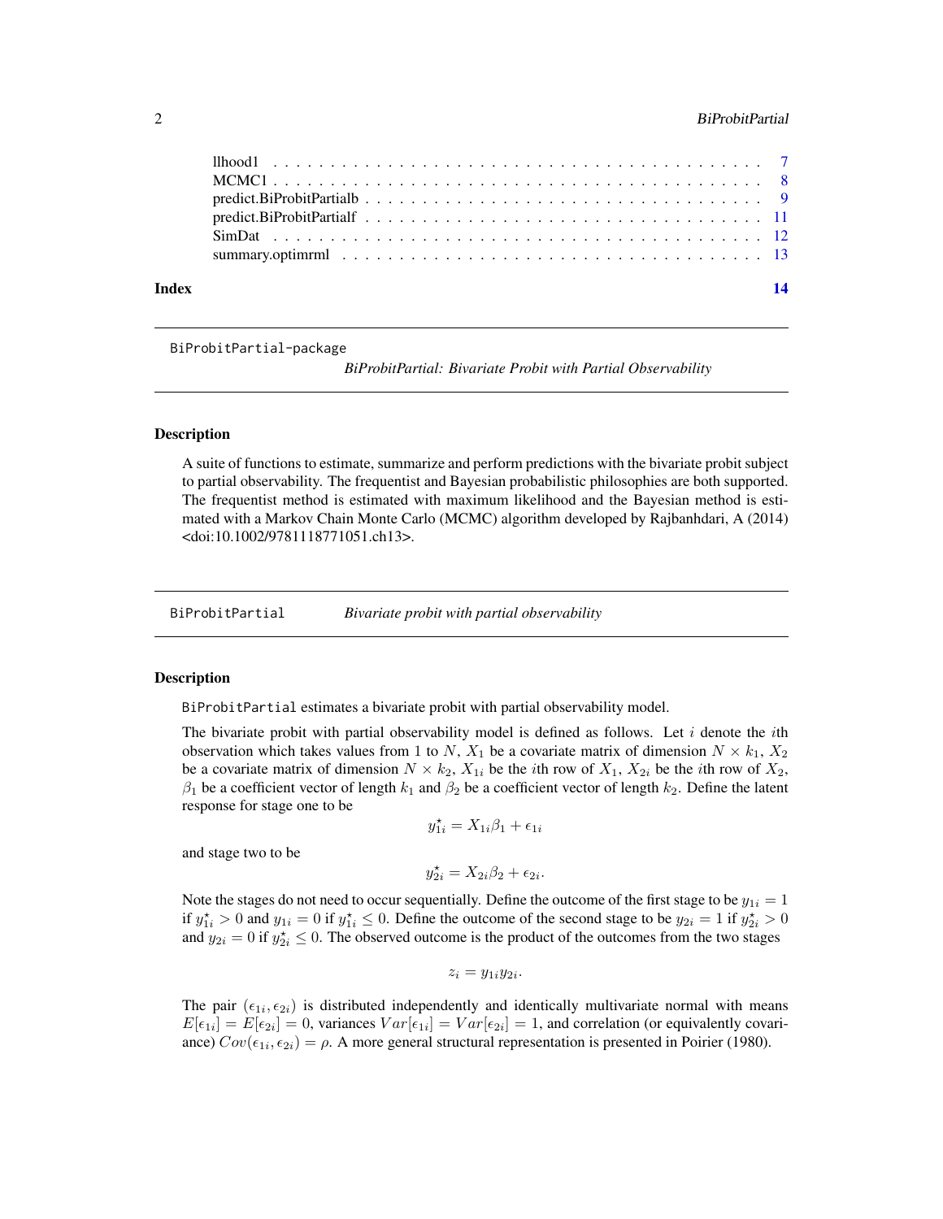| | |
|---|---|
| llhood1 | 7 |
| MCMC1 | 8 |
| predict.BiProbitPartialb | 9 |
| predict.BiProbitPartialf | 11 |
| SimDat | 12 |
| summary.optimrml | 13 |

**Index** **14**

---

`BiProbitPartial-package` *BiProbitPartial: Bivariate Probit with Partial Observability*

---

## Description

A suite of functions to estimate, summarize and perform predictions with the bivariate probit subject to partial observability. The frequentist and Bayesian probabilistic philosophies are both supported. The frequentist method is estimated with maximum likelihood and the Bayesian method is estimated with a Markov Chain Monte Carlo (MCMC) algorithm developed by Rajbanhdari, A (2014) <doi:10.1002/9781118771051.ch13>.

---

`BiProbitPartial` *Bivariate probit with partial observability*

---

## Description

`BiProbitPartial` estimates a bivariate probit with partial observability model.

The bivariate probit with partial observability model is defined as follows. Let $i$ denote the $i$th observation which takes values from $1$ to $N$, $X_1$ be a covariate matrix of dimension $N \times k_1$, $X_2$ be a covariate matrix of dimension $N \times k_2$, $X_{1i}$ be the $i$th row of $X_1$, $X_{2i}$ be the $i$th row of $X_2$, $\beta_1$ be a coefficient vector of length $k_1$ and $\beta_2$ be a coefficient vector of length $k_2$. Define the latent response for stage one to be

$$y_{1i}^\star = X_{1i}\beta_1 + \epsilon_{1i}$$

and stage two to be

$$y_{2i}^\star = X_{2i}\beta_2 + \epsilon_{2i}.$$

Note the stages do not need to occur sequentially. Define the outcome of the first stage to be $y_{1i} = 1$ if $y_{1i}^\star > 0$ and $y_{1i} = 0$ if $y_{1i}^\star \leq 0$. Define the outcome of the second stage to be $y_{2i} = 1$ if $y_{2i}^\star > 0$ and $y_{2i} = 0$ if $y_{2i}^\star \leq 0$. The observed outcome is the product of the outcomes from the two stages

$$z_i = y_{1i}y_{2i}.$$

The pair $(\epsilon_{1i}, \epsilon_{2i})$ is distributed independently and identically multivariate normal with means $E[\epsilon_{1i}] = E[\epsilon_{2i}] = 0$, variances $Var[\epsilon_{1i}] = Var[\epsilon_{2i}] = 1$, and correlation (or equivalently covariance) $Cov(\epsilon_{1i}, \epsilon_{2i}) = \rho$. A more general structural representation is presented in Poirier (1980).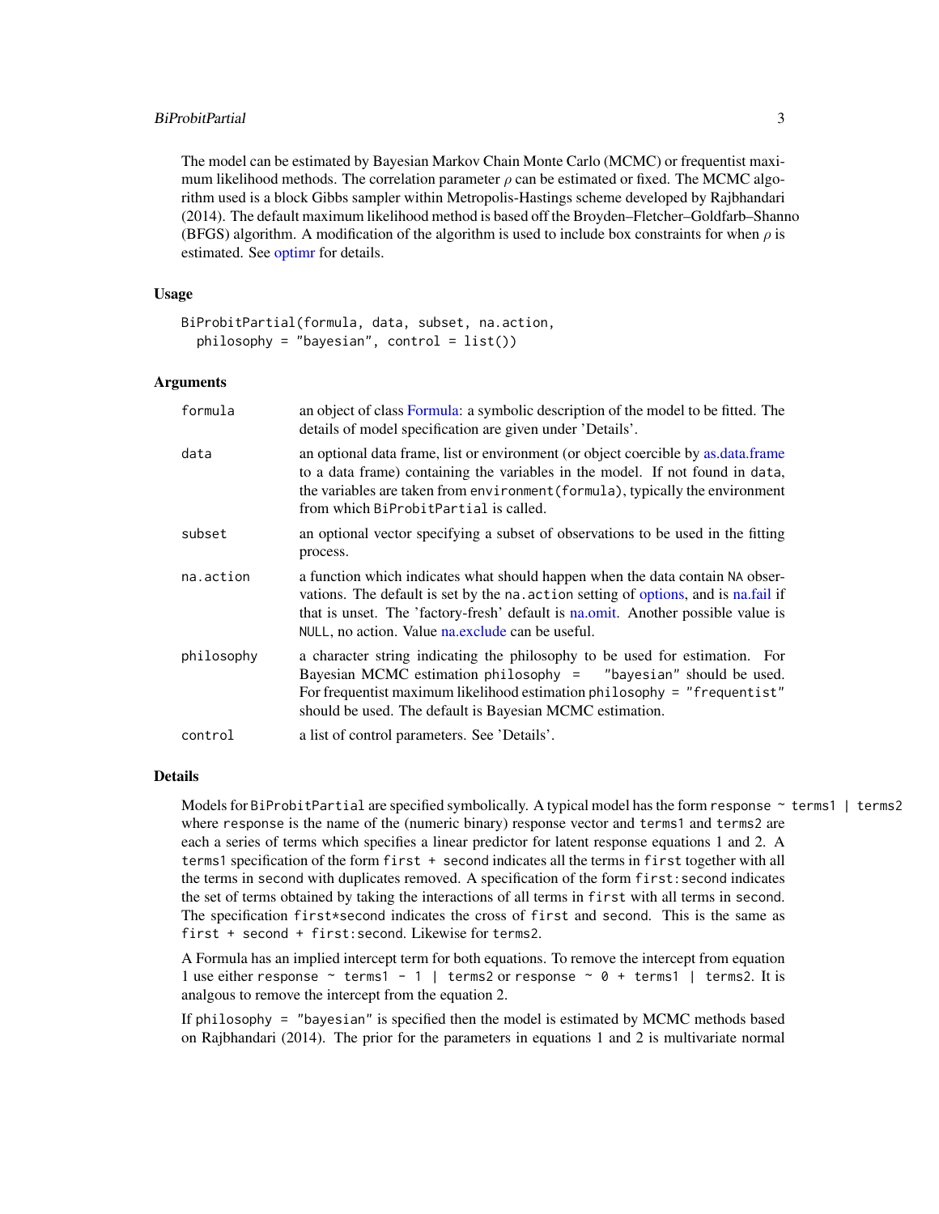The model can be estimated by Bayesian Markov Chain Monte Carlo (MCMC) or frequentist maximum likelihood methods. The correlation parameter $\rho$ can be estimated or fixed. The MCMC algorithm used is a block Gibbs sampler within Metropolis-Hastings scheme developed by Rajbhandari (2014). The default maximum likelihood method is based off the Broyden–Fletcher–Goldfarb–Shanno (BFGS) algorithm. A modification of the algorithm is used to include box constraints for when $\rho$ is estimated. See optimr for details.

## Usage

```
BiProbitPartial(formula, data, subset, na.action,
  philosophy = "bayesian", control = list())
```

## Arguments

| | |
|---|---|
| `formula` | an object of class Formula: a symbolic description of the model to be fitted. The details of model specification are given under 'Details'. |
| `data` | an optional data frame, list or environment (or object coercible by as.data.frame to a data frame) containing the variables in the model. If not found in `data`, the variables are taken from `environment(formula)`, typically the environment from which `BiProbitPartial` is called. |
| `subset` | an optional vector specifying a subset of observations to be used in the fitting process. |
| `na.action` | a function which indicates what should happen when the data contain `NA` observations. The default is set by the `na.action` setting of options, and is na.fail if that is unset. The 'factory-fresh' default is na.omit. Another possible value is `NULL`, no action. Value na.exclude can be useful. |
| `philosophy` | a character string indicating the philosophy to be used for estimation. For Bayesian MCMC estimation `philosophy = "bayesian"` should be used. For frequentist maximum likelihood estimation `philosophy = "frequentist"` should be used. The default is Bayesian MCMC estimation. |
| `control` | a list of control parameters. See 'Details'. |

## Details

Models for `BiProbitPartial` are specified symbolically. A typical model has the form `response ~ terms1 | terms2` where `response` is the name of the (numeric binary) response vector and `terms1` and `terms2` are each a series of terms which specifies a linear predictor for latent response equations 1 and 2. A `terms1` specification of the form `first + second` indicates all the terms in `first` together with all the terms in `second` with duplicates removed. A specification of the form `first:second` indicates the set of terms obtained by taking the interactions of all terms in `first` with all terms in `second`. The specification `first*second` indicates the cross of `first` and `second`. This is the same as `first + second + first:second`. Likewise for `terms2`.

A Formula has an implied intercept term for both equations. To remove the intercept from equation 1 use either `response ~ terms1 - 1 | terms2` or `response ~ 0 + terms1 | terms2`. It is analgous to remove the intercept from the equation 2.

If `philosophy = "bayesian"` is specified then the model is estimated by MCMC methods based on Rajbhandari (2014). The prior for the parameters in equations 1 and 2 is multivariate normal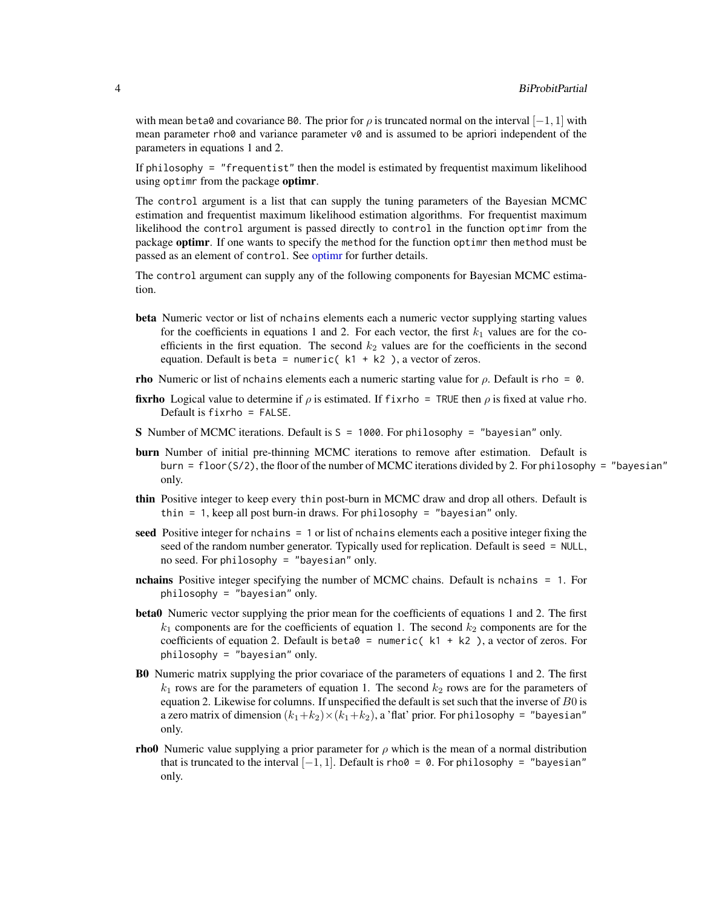with mean beta0 and covariance B0. The prior for $\rho$ is truncated normal on the interval $[-1, 1]$ with mean parameter rho0 and variance parameter v0 and is assumed to be apriori independent of the parameters in equations 1 and 2.

If philosophy = "frequentist" then the model is estimated by frequentist maximum likelihood using optimr from the package **optimr**.

The control argument is a list that can supply the tuning parameters of the Bayesian MCMC estimation and frequentist maximum likelihood estimation algorithms. For frequentist maximum likelihood the control argument is passed directly to control in the function optimr from the package **optimr**. If one wants to specify the method for the function optimr then method must be passed as an element of control. See optimr for further details.

The control argument can supply any of the following components for Bayesian MCMC estimation.

**beta** Numeric vector or list of nchains elements each a numeric vector supplying starting values for the coefficients in equations 1 and 2. For each vector, the first $k_1$ values are for the coefficients in the first equation. The second $k_2$ values are for the coefficients in the second equation. Default is beta = numeric( k1 + k2 ), a vector of zeros.

**rho** Numeric or list of nchains elements each a numeric starting value for $\rho$. Default is rho = 0.

**fixrho** Logical value to determine if $\rho$ is estimated. If fixrho = TRUE then $\rho$ is fixed at value rho. Default is fixrho = FALSE.

**S** Number of MCMC iterations. Default is S = 1000. For philosophy = "bayesian" only.

**burn** Number of initial pre-thinning MCMC iterations to remove after estimation. Default is burn = floor(S/2), the floor of the number of MCMC iterations divided by 2. For philosophy = "bayesian" only.

**thin** Positive integer to keep every thin post-burn in MCMC draw and drop all others. Default is thin = 1, keep all post burn-in draws. For philosophy = "bayesian" only.

**seed** Positive integer for nchains = 1 or list of nchains elements each a positive integer fixing the seed of the random number generator. Typically used for replication. Default is seed = NULL, no seed. For philosophy = "bayesian" only.

**nchains** Positive integer specifying the number of MCMC chains. Default is nchains = 1. For philosophy = "bayesian" only.

**beta0** Numeric vector supplying the prior mean for the coefficients of equations 1 and 2. The first $k_1$ components are for the coefficients of equation 1. The second $k_2$ components are for the coefficients of equation 2. Default is beta0 = numeric( k1 + k2 ), a vector of zeros. For philosophy = "bayesian" only.

**B0** Numeric matrix supplying the prior covariace of the parameters of equations 1 and 2. The first $k_1$ rows are for the parameters of equation 1. The second $k_2$ rows are for the parameters of equation 2. Likewise for columns. If unspecified the default is set such that the inverse of $B0$ is a zero matrix of dimension $(k_1+k_2)\times(k_1+k_2)$, a 'flat' prior. For philosophy = "bayesian" only.

**rho0** Numeric value supplying a prior parameter for $\rho$ which is the mean of a normal distribution that is truncated to the interval $[-1, 1]$. Default is rho0 = 0. For philosophy = "bayesian" only.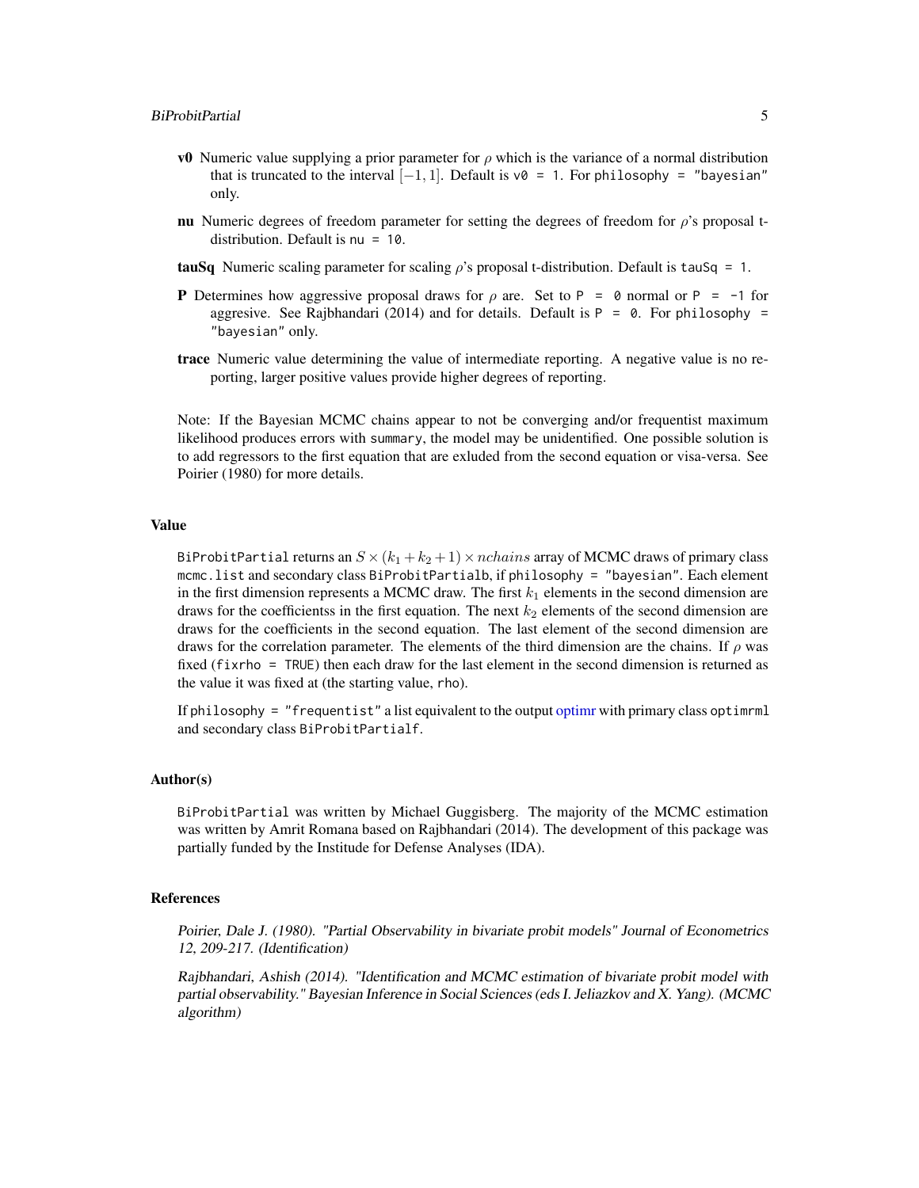- **v0** Numeric value supplying a prior parameter for $\rho$ which is the variance of a normal distribution that is truncated to the interval $[-1, 1]$. Default is `v0 = 1`. For `philosophy = "bayesian"` only.
- **nu** Numeric degrees of freedom parameter for setting the degrees of freedom for $\rho$'s proposal t-distribution. Default is `nu = 10`.
- **tauSq** Numeric scaling parameter for scaling $\rho$'s proposal t-distribution. Default is `tauSq = 1`.
- **P** Determines how aggressive proposal draws for $\rho$ are. Set to `P = 0` normal or `P = -1` for aggresive. See Rajbhandari (2014) and for details. Default is `P = 0`. For `philosophy = "bayesian"` only.
- **trace** Numeric value determining the value of intermediate reporting. A negative value is no reporting, larger positive values provide higher degrees of reporting.

Note: If the Bayesian MCMC chains appear to not be converging and/or frequentist maximum likelihood produces errors with `summary`, the model may be unidentified. One possible solution is to add regressors to the first equation that are exluded from the second equation or visa-versa. See Poirier (1980) for more details.

## Value

`BiProbitPartial` returns an $S \times (k_1 + k_2 + 1) \times nchains$ array of MCMC draws of primary class `mcmc.list` and secondary class `BiProbitPartialb`, if `philosophy = "bayesian"`. Each element in the first dimension represents a MCMC draw. The first $k_1$ elements in the second dimension are draws for the coefficientss in the first equation. The next $k_2$ elements of the second dimension are draws for the coefficients in the second equation. The last element of the second dimension are draws for the correlation parameter. The elements of the third dimension are the chains. If $\rho$ was fixed (`fixrho = TRUE`) then each draw for the last element in the second dimension is returned as the value it was fixed at (the starting value, `rho`).

If `philosophy = "frequentist"` a list equivalent to the output optimr with primary class `optimrml` and secondary class `BiProbitPartialf`.

## Author(s)

`BiProbitPartial` was written by Michael Guggisberg. The majority of the MCMC estimation was written by Amrit Romana based on Rajbhandari (2014). The development of this package was partially funded by the Institude for Defense Analyses (IDA).

## References

*Poirier, Dale J. (1980). "Partial Observability in bivariate probit models" Journal of Econometrics 12, 209-217. (Identification)*

*Rajbhandari, Ashish (2014). "Identification and MCMC estimation of bivariate probit model with partial observability." Bayesian Inference in Social Sciences (eds I. Jeliazkov and X. Yang). (MCMC algorithm)*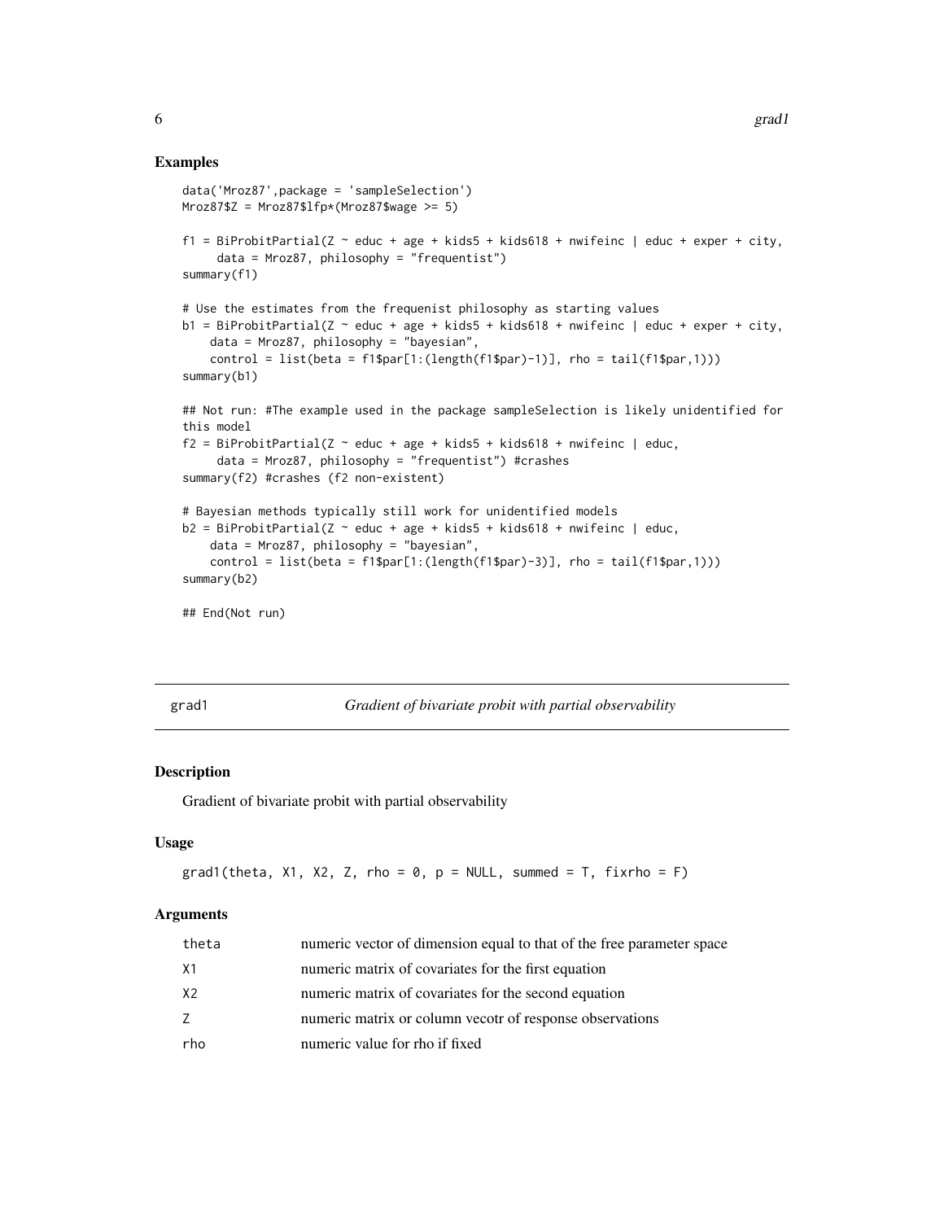## Examples

```
data('Mroz87',package = 'sampleSelection')
Mroz87$Z = Mroz87$lfp*(Mroz87$wage >= 5)

f1 = BiProbitPartial(Z ~ educ + age + kids5 + kids618 + nwifeinc | educ + exper + city,
     data = Mroz87, philosophy = "frequentist")
summary(f1)

# Use the estimates from the frequenist philosophy as starting values
b1 = BiProbitPartial(Z ~ educ + age + kids5 + kids618 + nwifeinc | educ + exper + city,
    data = Mroz87, philosophy = "bayesian",
    control = list(beta = f1$par[1:(length(f1$par)-1)], rho = tail(f1$par,1)))
summary(b1)

## Not run: #The example used in the package sampleSelection is likely unidentified for
this model
f2 = BiProbitPartial(Z ~ educ + age + kids5 + kids618 + nwifeinc | educ,
     data = Mroz87, philosophy = "frequentist") #crashes
summary(f2) #crashes (f2 non-existent)

# Bayesian methods typically still work for unidentified models
b2 = BiProbitPartial(Z ~ educ + age + kids5 + kids618 + nwifeinc | educ,
    data = Mroz87, philosophy = "bayesian",
    control = list(beta = f1$par[1:(length(f1$par)-3)], rho = tail(f1$par,1)))
summary(b2)

## End(Not run)
```

---

## grad1 — *Gradient of bivariate probit with partial observability*

### Description

Gradient of bivariate probit with partial observability

### Usage

```
grad1(theta, X1, X2, Z, rho = 0, p = NULL, summed = T, fixrho = F)
```

### Arguments

| | |
|---|---|
| theta | numeric vector of dimension equal to that of the free parameter space |
| X1 | numeric matrix of covariates for the first equation |
| X2 | numeric matrix of covariates for the second equation |
| Z | numeric matrix or column vecotr of response observations |
| rho | numeric value for rho if fixed |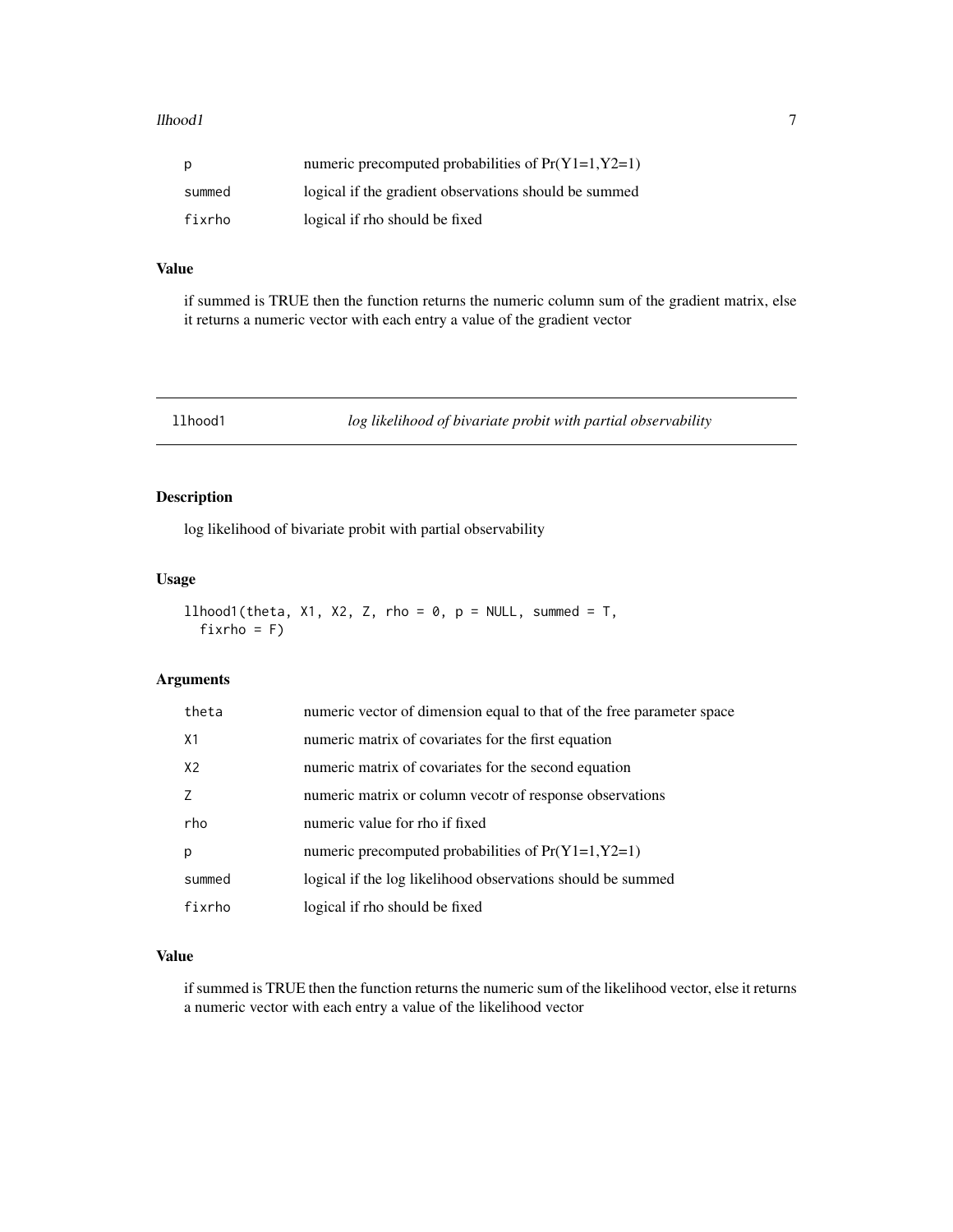| | |
|---|---|
| p | numeric precomputed probabilities of Pr(Y1=1,Y2=1) |
| summed | logical if the gradient observations should be summed |
| fixrho | logical if rho should be fixed |

### Value

if summed is TRUE then the function returns the numeric column sum of the gradient matrix, else it returns a numeric vector with each entry a value of the gradient vector

---

## llhood1 — *log likelihood of bivariate probit with partial observability*

### Description

log likelihood of bivariate probit with partial observability

### Usage

```
llhood1(theta, X1, X2, Z, rho = 0, p = NULL, summed = T,
  fixrho = F)
```

### Arguments

| | |
|---|---|
| theta | numeric vector of dimension equal to that of the free parameter space |
| X1 | numeric matrix of covariates for the first equation |
| X2 | numeric matrix of covariates for the second equation |
| Z | numeric matrix or column vecotr of response observations |
| rho | numeric value for rho if fixed |
| p | numeric precomputed probabilities of Pr(Y1=1,Y2=1) |
| summed | logical if the log likelihood observations should be summed |
| fixrho | logical if rho should be fixed |

### Value

if summed is TRUE then the function returns the numeric sum of the likelihood vector, else it returns a numeric vector with each entry a value of the likelihood vector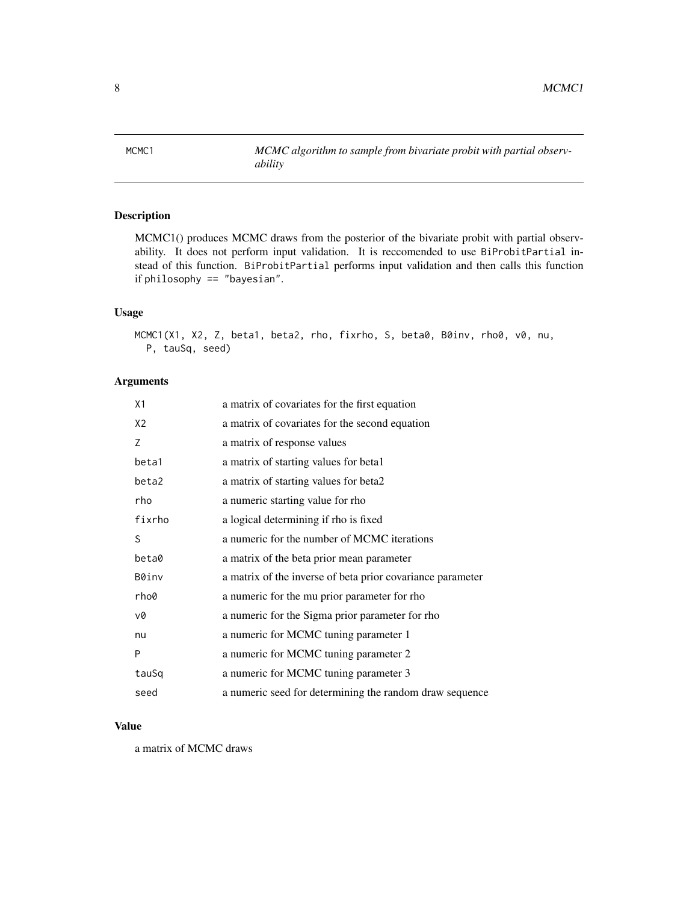MCMC1 — *MCMC algorithm to sample from bivariate probit with partial observability*

## Description

MCMC1() produces MCMC draws from the posterior of the bivariate probit with partial observability. It does not perform input validation. It is reccomended to use `BiProbitPartial` instead of this function. `BiProbitPartial` performs input validation and then calls this function if `philosophy == "bayesian"`.

## Usage

```
MCMC1(X1, X2, Z, beta1, beta2, rho, fixrho, S, beta0, B0inv, rho0, v0, nu,
  P, tauSq, seed)
```

## Arguments

| | |
|---|---|
| X1 | a matrix of covariates for the first equation |
| X2 | a matrix of covariates for the second equation |
| Z | a matrix of response values |
| beta1 | a matrix of starting values for beta1 |
| beta2 | a matrix of starting values for beta2 |
| rho | a numeric starting value for rho |
| fixrho | a logical determining if rho is fixed |
| S | a numeric for the number of MCMC iterations |
| beta0 | a matrix of the beta prior mean parameter |
| B0inv | a matrix of the inverse of beta prior covariance parameter |
| rho0 | a numeric for the mu prior parameter for rho |
| v0 | a numeric for the Sigma prior parameter for rho |
| nu | a numeric for MCMC tuning parameter 1 |
| P | a numeric for MCMC tuning parameter 2 |
| tauSq | a numeric for MCMC tuning parameter 3 |
| seed | a numeric seed for determining the random draw sequence |

## Value

a matrix of MCMC draws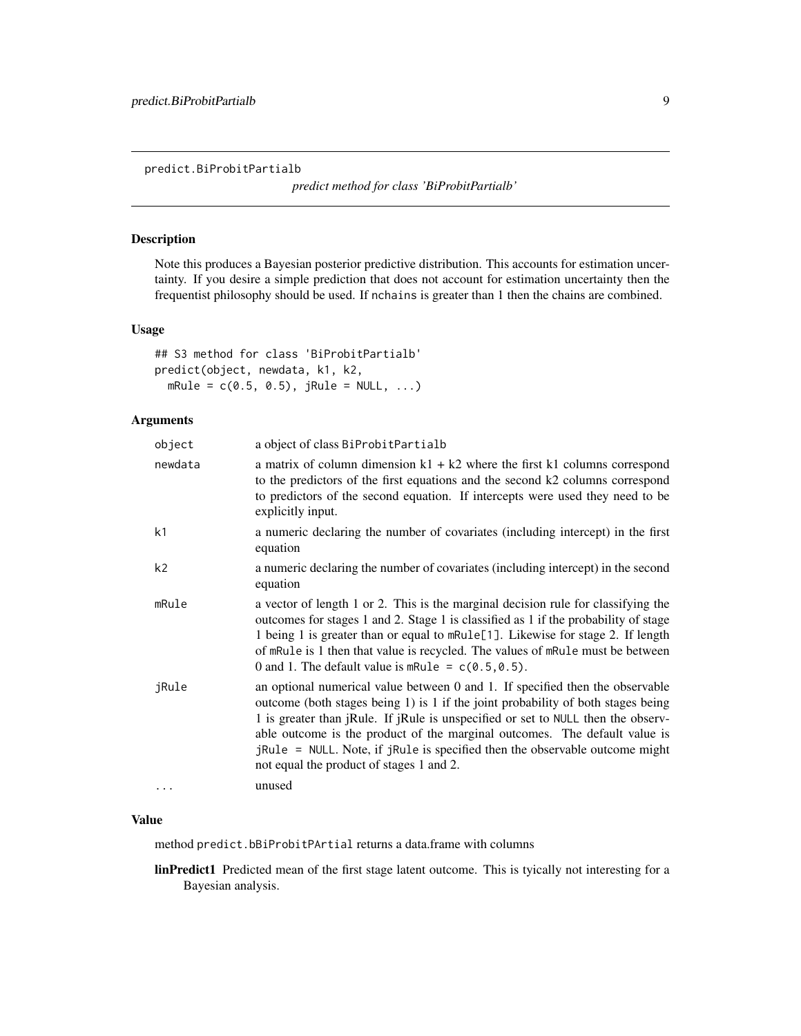predict.BiProbitPartialb

*predict method for class 'BiProbitPartialb'*

## Description

Note this produces a Bayesian posterior predictive distribution. This accounts for estimation uncertainty. If you desire a simple prediction that does not account for estimation uncertainty then the frequentist philosophy should be used. If `nchains` is greater than 1 then the chains are combined.

## Usage

```
## S3 method for class 'BiProbitPartialb'
predict(object, newdata, k1, k2,
  mRule = c(0.5, 0.5), jRule = NULL, ...)
```

## Arguments

| | |
|---|---|
| `object` | a object of class BiProbitPartialb |
| `newdata` | a matrix of column dimension k1 + k2 where the first k1 columns correspond to the predictors of the first equations and the second k2 columns correspond to predictors of the second equation. If intercepts were used they need to be explicitly input. |
| `k1` | a numeric declaring the number of covariates (including intercept) in the first equation |
| `k2` | a numeric declaring the number of covariates (including intercept) in the second equation |
| `mRule` | a vector of length 1 or 2. This is the marginal decision rule for classifying the outcomes for stages 1 and 2. Stage 1 is classified as 1 if the probability of stage 1 being 1 is greater than or equal to `mRule[1]`. Likewise for stage 2. If length of `mRule` is 1 then that value is recycled. The values of `mRule` must be between 0 and 1. The default value is `mRule = c(0.5,0.5)`. |
| `jRule` | an optional numerical value between 0 and 1. If specified then the observable outcome (both stages being 1) is 1 if the joint probability of both stages being 1 is greater than jRule. If jRule is unspecified or set to `NULL` then the observable outcome is the product of the marginal outcomes. The default value is `jRule = NULL`. Note, if `jRule` is specified then the observable outcome might not equal the product of stages 1 and 2. |
| `...` | unused |

## Value

method `predict.bBiProbitPArtial` returns a data.frame with columns

**linPredict1** Predicted mean of the first stage latent outcome. This is tyically not interesting for a Bayesian analysis.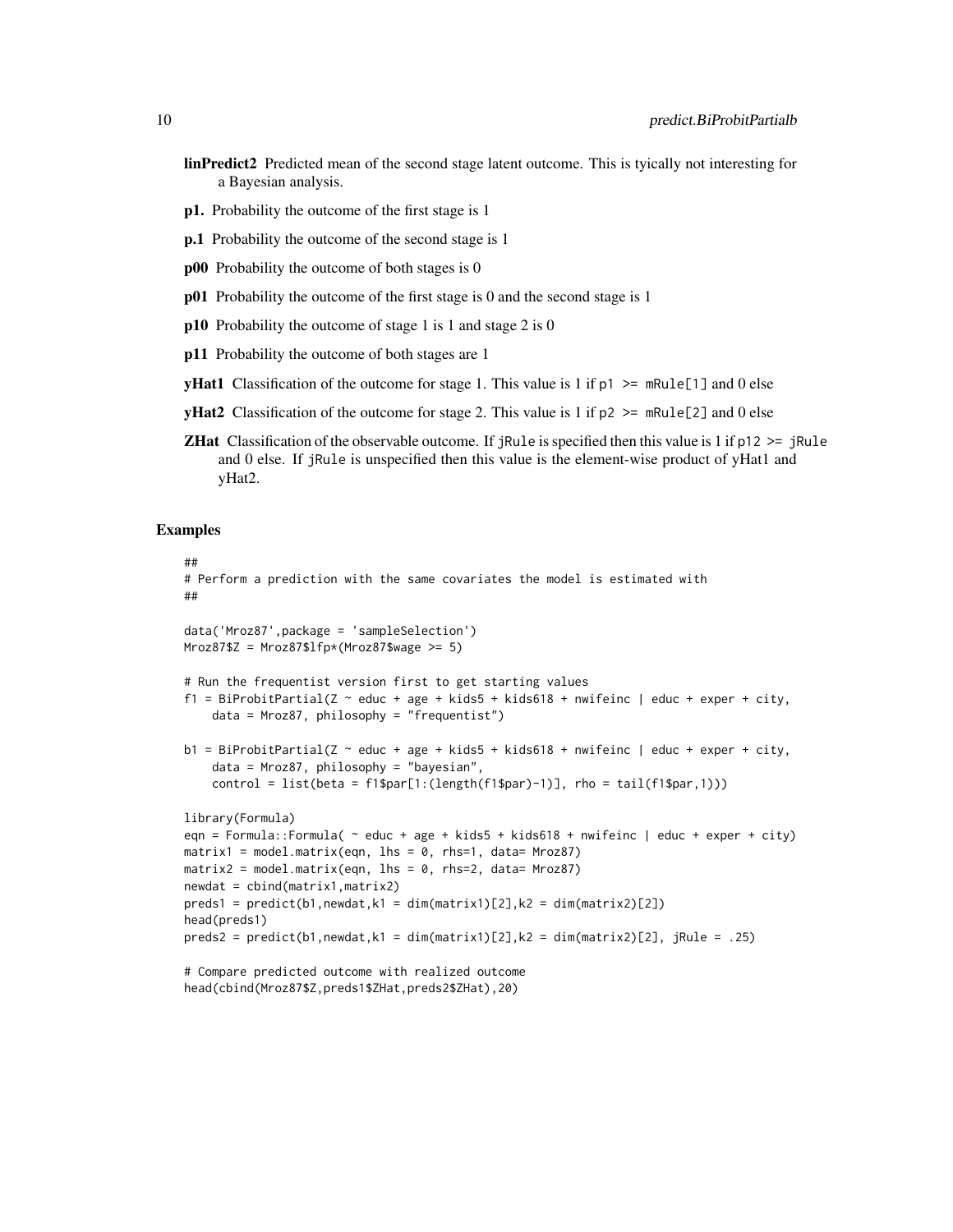**linPredict2** Predicted mean of the second stage latent outcome. This is tyically not interesting for a Bayesian analysis.

**p1.** Probability the outcome of the first stage is 1

**p.1** Probability the outcome of the second stage is 1

**p00** Probability the outcome of both stages is 0

**p01** Probability the outcome of the first stage is 0 and the second stage is 1

**p10** Probability the outcome of stage 1 is 1 and stage 2 is 0

**p11** Probability the outcome of both stages are 1

**yHat1** Classification of the outcome for stage 1. This value is 1 if `p1 >= mRule[1]` and 0 else

**yHat2** Classification of the outcome for stage 2. This value is 1 if `p2 >= mRule[2]` and 0 else

**ZHat** Classification of the observable outcome. If `jRule` is specified then this value is 1 if `p12 >= jRule` and 0 else. If `jRule` is unspecified then this value is the element-wise product of yHat1 and yHat2.

## Examples

```
##
# Perform a prediction with the same covariates the model is estimated with
##

data('Mroz87',package = 'sampleSelection')
Mroz87$Z = Mroz87$lfp*(Mroz87$wage >= 5)

# Run the frequentist version first to get starting values
f1 = BiProbitPartial(Z ~ educ + age + kids5 + kids618 + nwifeinc | educ + exper + city,
    data = Mroz87, philosophy = "frequentist")

b1 = BiProbitPartial(Z ~ educ + age + kids5 + kids618 + nwifeinc | educ + exper + city,
    data = Mroz87, philosophy = "bayesian",
    control = list(beta = f1$par[1:(length(f1$par)-1)], rho = tail(f1$par,1)))

library(Formula)
eqn = Formula::Formula( ~ educ + age + kids5 + kids618 + nwifeinc | educ + exper + city)
matrix1 = model.matrix(eqn, lhs = 0, rhs=1, data= Mroz87)
matrix2 = model.matrix(eqn, lhs = 0, rhs=2, data= Mroz87)
newdat = cbind(matrix1,matrix2)
preds1 = predict(b1,newdat,k1 = dim(matrix1)[2],k2 = dim(matrix2)[2])
head(preds1)
preds2 = predict(b1,newdat,k1 = dim(matrix1)[2],k2 = dim(matrix2)[2], jRule = .25)

# Compare predicted outcome with realized outcome
head(cbind(Mroz87$Z,preds1$ZHat,preds2$ZHat),20)
```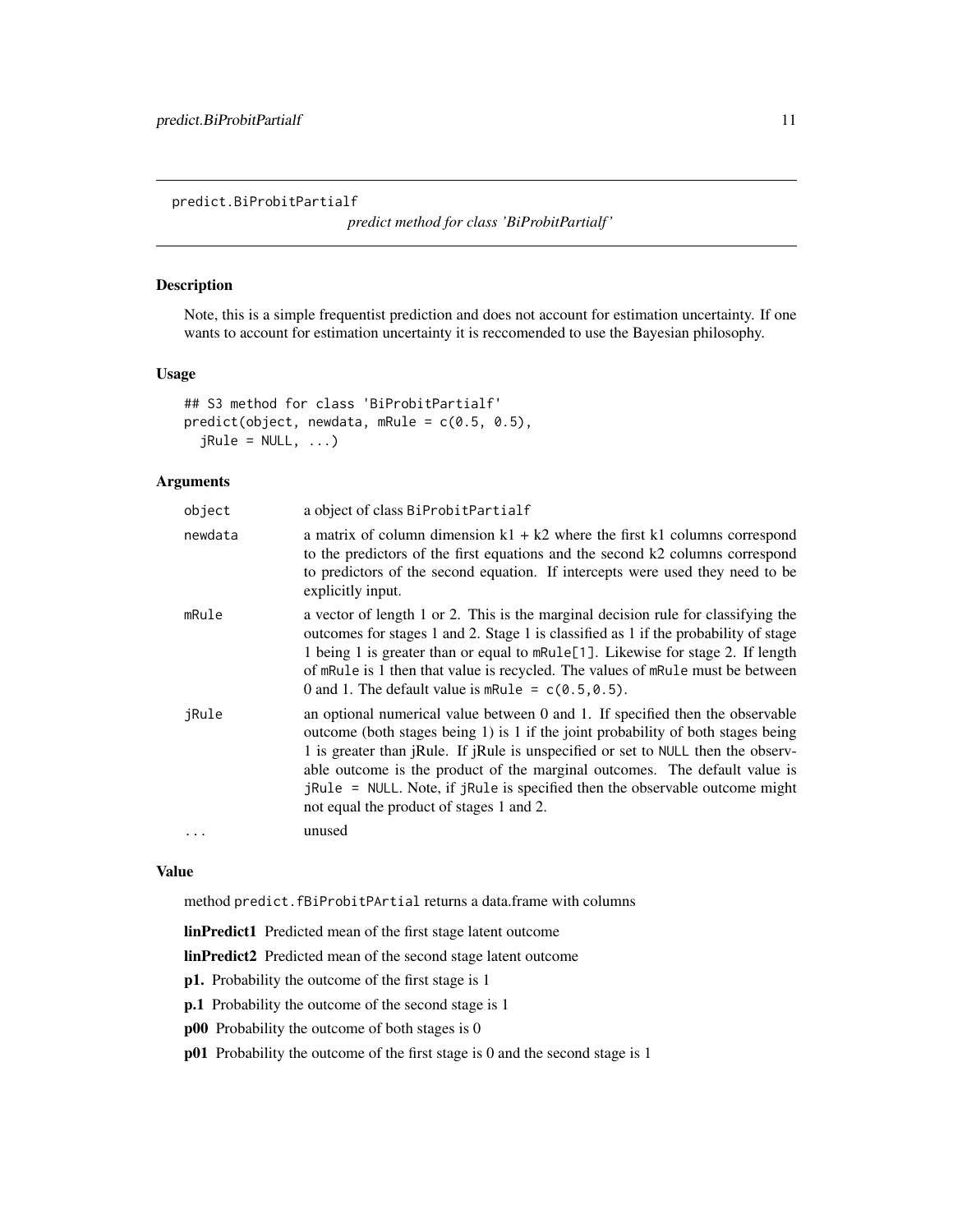## predict.BiProbitPartialf

*predict method for class 'BiProbitPartialf'*

### Description

Note, this is a simple frequentist prediction and does not account for estimation uncertainty. If one wants to account for estimation uncertainty it is reccomended to use the Bayesian philosophy.

### Usage

```
## S3 method for class 'BiProbitPartialf'
predict(object, newdata, mRule = c(0.5, 0.5),
  jRule = NULL, ...)
```

### Arguments

| | |
|---|---|
| object | a object of class BiProbitPartialf |
| newdata | a matrix of column dimension k1 + k2 where the first k1 columns correspond to the predictors of the first equations and the second k2 columns correspond to predictors of the second equation. If intercepts were used they need to be explicitly input. |
| mRule | a vector of length 1 or 2. This is the marginal decision rule for classifying the outcomes for stages 1 and 2. Stage 1 is classified as 1 if the probability of stage 1 being 1 is greater than or equal to `mRule[1]`. Likewise for stage 2. If length of `mRule` is 1 then that value is recycled. The values of `mRule` must be between 0 and 1. The default value is `mRule = c(0.5,0.5)`. |
| jRule | an optional numerical value between 0 and 1. If specified then the observable outcome (both stages being 1) is 1 if the joint probability of both stages being 1 is greater than jRule. If jRule is unspecified or set to `NULL` then the observable outcome is the product of the marginal outcomes. The default value is `jRule = NULL`. Note, if `jRule` is specified then the observable outcome might not equal the product of stages 1 and 2. |
| ... | unused |

### Value

method `predict.fBiProbitPArtial` returns a data.frame with columns

**linPredict1** Predicted mean of the first stage latent outcome

**linPredict2** Predicted mean of the second stage latent outcome

**p1.** Probability the outcome of the first stage is 1

**p.1** Probability the outcome of the second stage is 1

**p00** Probability the outcome of both stages is 0

**p01** Probability the outcome of the first stage is 0 and the second stage is 1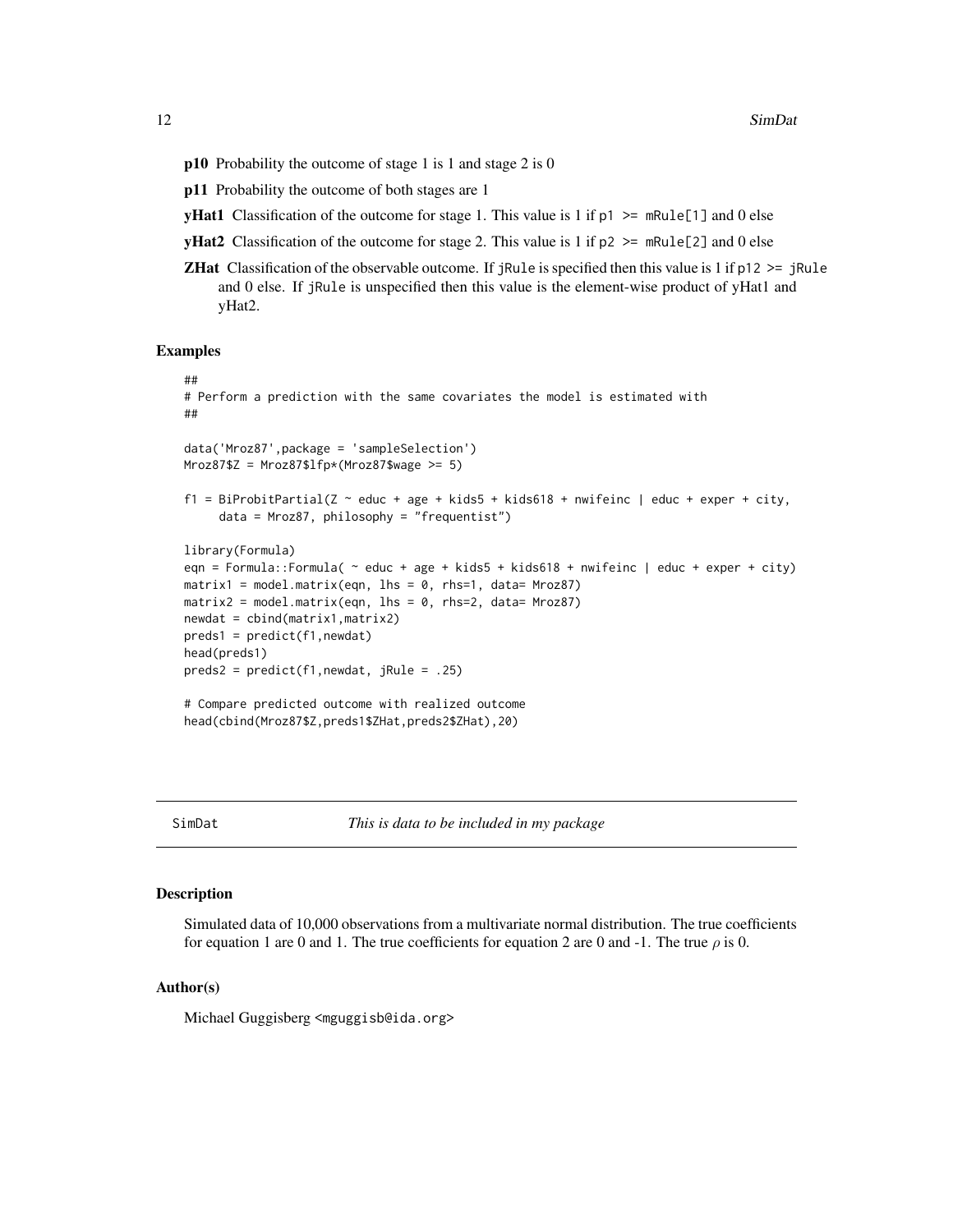**p10** Probability the outcome of stage 1 is 1 and stage 2 is 0

**p11** Probability the outcome of both stages are 1

**yHat1** Classification of the outcome for stage 1. This value is 1 if `p1 >= mRule[1]` and 0 else

**yHat2** Classification of the outcome for stage 2. This value is 1 if `p2 >= mRule[2]` and 0 else

**ZHat** Classification of the observable outcome. If `jRule` is specified then this value is 1 if `p12 >= jRule` and 0 else. If `jRule` is unspecified then this value is the element-wise product of yHat1 and yHat2.

### Examples

```
##
# Perform a prediction with the same covariates the model is estimated with
##

data('Mroz87',package = 'sampleSelection')
Mroz87$Z = Mroz87$lfp*(Mroz87$wage >= 5)

f1 = BiProbitPartial(Z ~ educ + age + kids5 + kids618 + nwifeinc | educ + exper + city,
     data = Mroz87, philosophy = "frequentist")

library(Formula)
eqn = Formula::Formula( ~ educ + age + kids5 + kids618 + nwifeinc | educ + exper + city)
matrix1 = model.matrix(eqn, lhs = 0, rhs=1, data= Mroz87)
matrix2 = model.matrix(eqn, lhs = 0, rhs=2, data= Mroz87)
newdat = cbind(matrix1,matrix2)
preds1 = predict(f1,newdat)
head(preds1)
preds2 = predict(f1,newdat, jRule = .25)

# Compare predicted outcome with realized outcome
head(cbind(Mroz87$Z,preds1$ZHat,preds2$ZHat),20)
```

---

## SimDat *This is data to be included in my package*

### Description

Simulated data of 10,000 observations from a multivariate normal distribution. The true coefficients for equation 1 are 0 and 1. The true coefficients for equation 2 are 0 and -1. The true $\rho$ is 0.

### Author(s)

Michael Guggisberg <mguggisb@ida.org>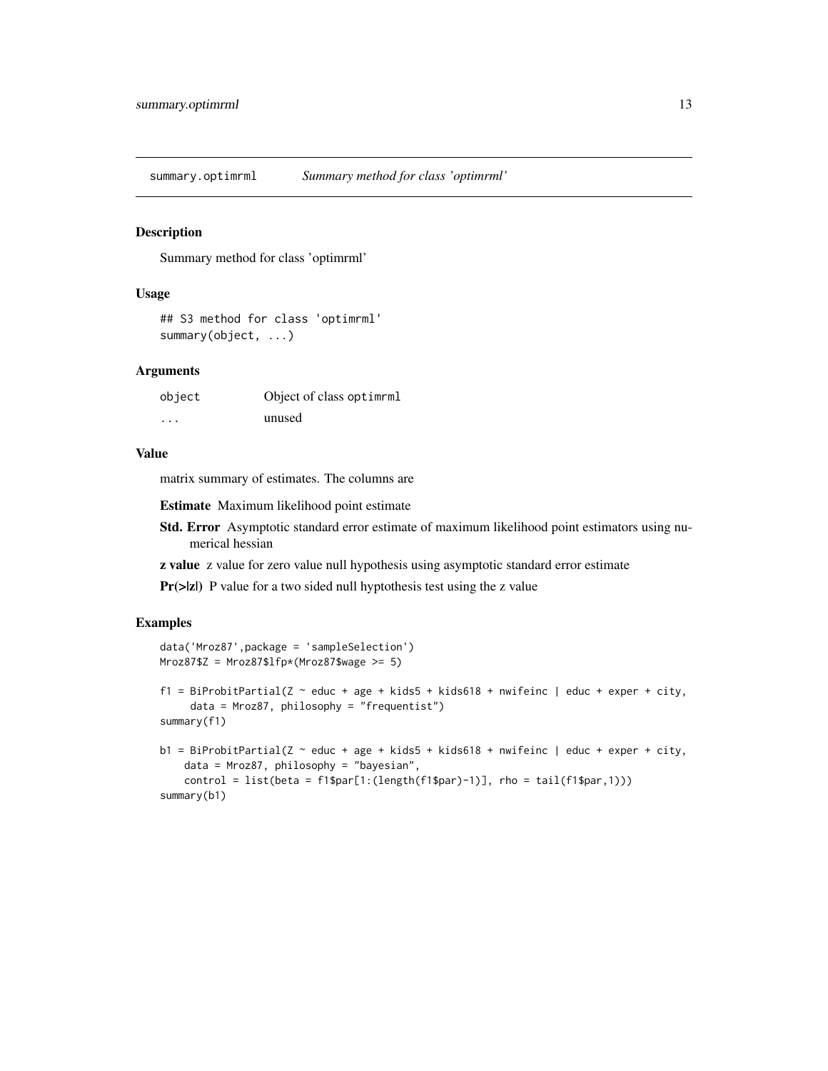# summary.optimrml *Summary method for class 'optimrml'*

## Description

Summary method for class 'optimrml'

## Usage

```
## S3 method for class 'optimrml'
summary(object, ...)
```

## Arguments

| | |
|---|---|
| `object` | Object of class `optimrml` |
| `...` | unused |

## Value

matrix summary of estimates. The columns are

**Estimate** Maximum likelihood point estimate

**Std. Error** Asymptotic standard error estimate of maximum likelihood point estimators using numerical hessian

**z value** z value for zero value null hypothesis using asymptotic standard error estimate

**Pr(>|z|)** P value for a two sided null hyptothesis test using the z value

## Examples

```
data('Mroz87',package = 'sampleSelection')
Mroz87$Z = Mroz87$lfp*(Mroz87$wage >= 5)

f1 = BiProbitPartial(Z ~ educ + age + kids5 + kids618 + nwifeinc | educ + exper + city,
     data = Mroz87, philosophy = "frequentist")
summary(f1)

b1 = BiProbitPartial(Z ~ educ + age + kids5 + kids618 + nwifeinc | educ + exper + city,
    data = Mroz87, philosophy = "bayesian",
    control = list(beta = f1$par[1:(length(f1$par)-1)], rho = tail(f1$par,1)))
summary(b1)
```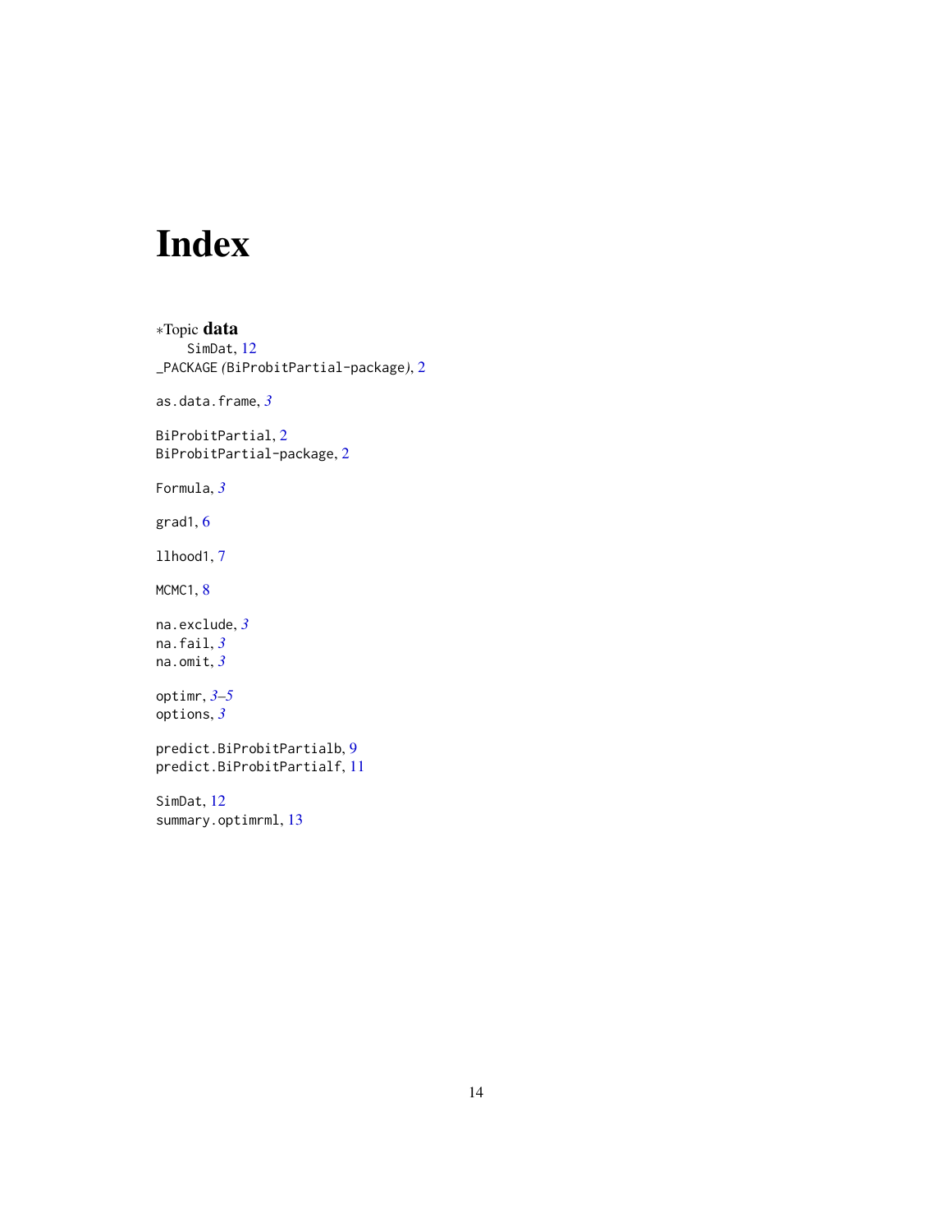# Index

*Topic **data**
    SimDat, 12
_PACKAGE (BiProbitPartial-package), 2

as.data.frame, *3*

BiProbitPartial, 2
BiProbitPartial-package, 2

Formula, *3*

grad1, 6

llhood1, 7

MCMC1, 8

na.exclude, *3*
na.fail, *3*
na.omit, *3*

optimr, *3–5*
options, *3*

predict.BiProbitPartialb, 9
predict.BiProbitPartialf, 11

SimDat, 12
summary.optimrml, 13